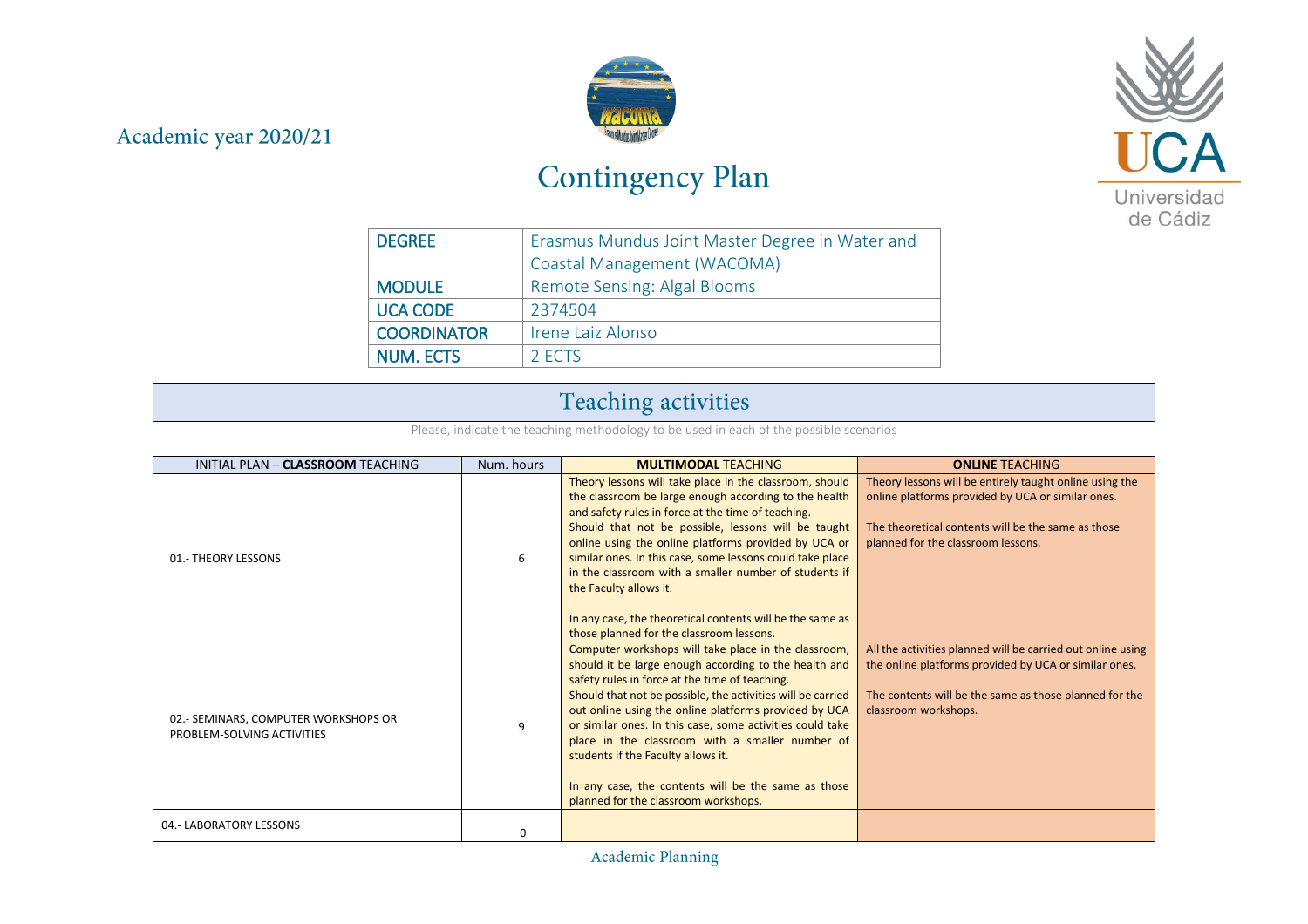Academic year 2020/21

# Contingency Plan

| DEGREE | Erasmus Mundus Joint Master Degree in Water and Coastal Management (WACOMA) |
|---|---|
| MODULE | Remote Sensing: Algal Blooms |
| UCA CODE | 2374504 |
| COORDINATOR | Irene Laiz Alonso |
| NUM. ECTS | 2 ECTS |

## Teaching activities

Please, indicate the teaching methodology to be used in each of the possible scenarios

| INITIAL PLAN – **CLASSROOM** TEACHING | Num. hours | **MULTIMODAL** TEACHING | **ONLINE** TEACHING |
|---|---|---|---|
| 01.- THEORY LESSONS | 6 | Theory lessons will take place in the classroom, should the classroom be large enough according to the health and safety rules in force at the time of teaching. Should that not be possible, lessons will be taught online using the online platforms provided by UCA or similar ones. In this case, some lessons could take place in the classroom with a smaller number of students if the Faculty allows it.<br><br>In any case, the theoretical contents will be the same as those planned for the classroom lessons. | Theory lessons will be entirely taught online using the online platforms provided by UCA or similar ones.<br><br>The theoretical contents will be the same as those planned for the classroom lessons. |
| 02.- SEMINARS, COMPUTER WORKSHOPS OR PROBLEM-SOLVING ACTIVITIES | 9 | Computer workshops will take place in the classroom, should it be large enough according to the health and safety rules in force at the time of teaching. Should that not be possible, the activities will be carried out online using the online platforms provided by UCA or similar ones. In this case, some activities could take place in the classroom with a smaller number of students if the Faculty allows it.<br><br>In any case, the contents will be the same as those planned for the classroom workshops. | All the activities planned will be carried out online using the online platforms provided by UCA or similar ones.<br><br>The contents will be the same as those planned for the classroom workshops. |
| 04.- LABORATORY LESSONS | 0 | | |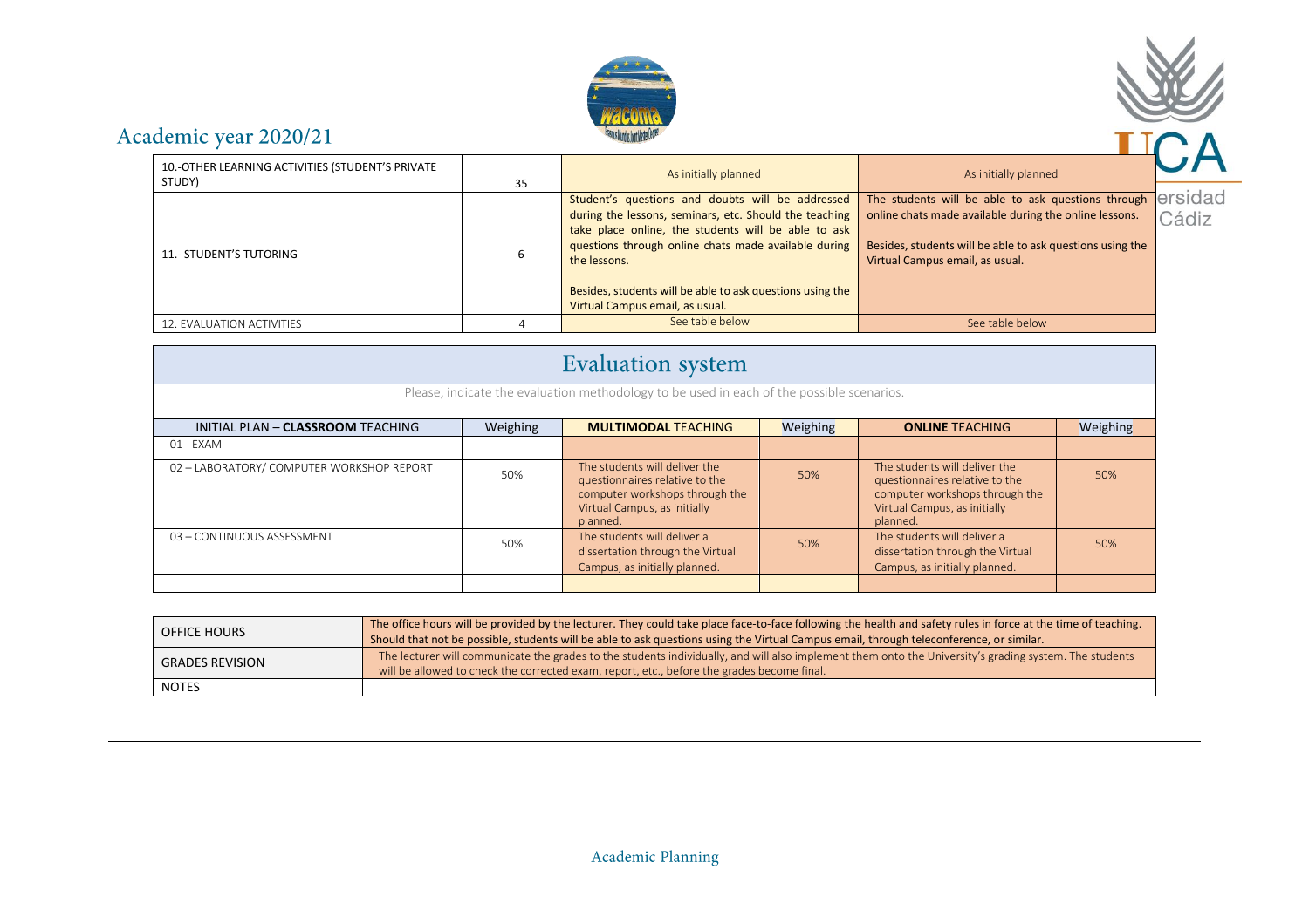| | | | |
|---|---|---|---|
| 10.-OTHER LEARNING ACTIVITIES (STUDENT'S PRIVATE STUDY) | 35 | As initially planned | As initially planned |
| 11.- STUDENT'S TUTORING | 6 | Student's questions and doubts will be addressed during the lessons, seminars, etc. Should the teaching take place online, the students will be able to ask questions through online chats made available during the lessons.<br><br>Besides, students will be able to ask questions using the Virtual Campus email, as usual. | The students will be able to ask questions through online chats made available during the online lessons.<br><br>Besides, students will be able to ask questions using the Virtual Campus email, as usual. |
| 12. EVALUATION ACTIVITIES | 4 | See table below | See table below |

## Evaluation system

Please, indicate the evaluation methodology to be used in each of the possible scenarios.

| INITIAL PLAN – **CLASSROOM** TEACHING | Weighing | **MULTIMODAL** TEACHING | Weighing | **ONLINE** TEACHING | Weighing |
|---|---|---|---|---|---|
| 01 - EXAM | - | | | | |
| 02 – LABORATORY/ COMPUTER WORKSHOP REPORT | 50% | The students will deliver the questionnaires relative to the computer workshops through the Virtual Campus, as initially planned. | 50% | The students will deliver the questionnaires relative to the computer workshops through the Virtual Campus, as initially planned. | 50% |
| 03 – CONTINUOUS ASSESSMENT | 50% | The students will deliver a dissertation through the Virtual Campus, as initially planned. | 50% | The students will deliver a dissertation through the Virtual Campus, as initially planned. | 50% |
| | | | | | |

| | |
|---|---|
| OFFICE HOURS | The office hours will be provided by the lecturer. They could take place face-to-face following the health and safety rules in force at the time of teaching. Should that not be possible, students will be able to ask questions using the Virtual Campus email, through teleconference, or similar. |
| GRADES REVISION | The lecturer will communicate the grades to the students individually, and will also implement them onto the University's grading system. The students will be allowed to check the corrected exam, report, etc., before the grades become final. |
| NOTES | |